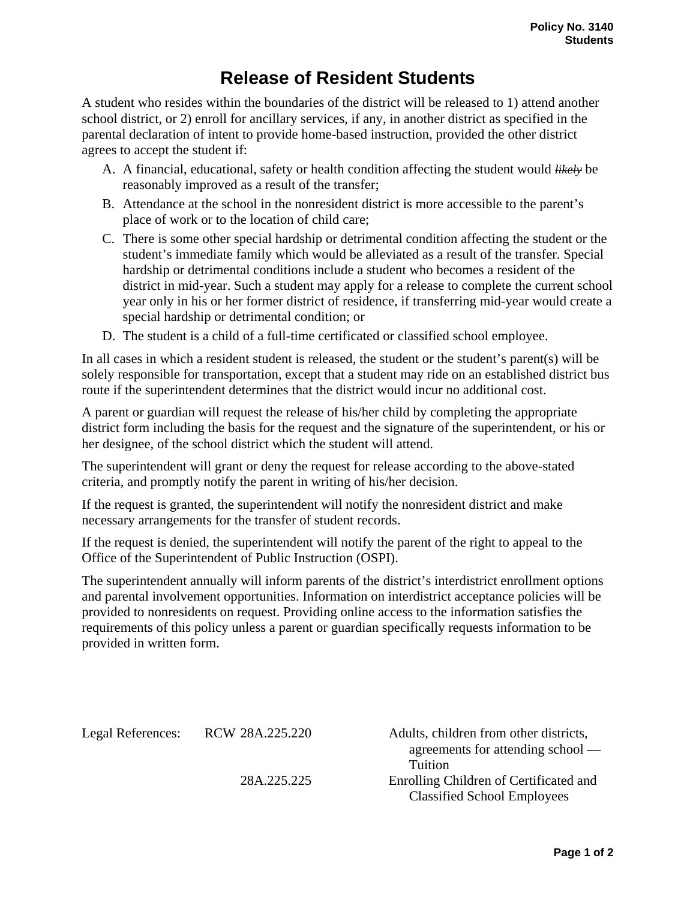Policy No. 3140
Students

# Release of Resident Students

A student who resides within the boundaries of the district will be released to 1) attend another school district, or 2) enroll for ancillary services, if any, in another district as specified in the parental declaration of intent to provide home-based instruction, provided the other district agrees to accept the student if:

A. A financial, educational, safety or health condition affecting the student would ~~*likely*~~ be reasonably improved as a result of the transfer;
B. Attendance at the school in the nonresident district is more accessible to the parent's place of work or to the location of child care;
C. There is some other special hardship or detrimental condition affecting the student or the student's immediate family which would be alleviated as a result of the transfer. Special hardship or detrimental conditions include a student who becomes a resident of the district in mid-year. Such a student may apply for a release to complete the current school year only in his or her former district of residence, if transferring mid-year would create a special hardship or detrimental condition; or
D. The student is a child of a full-time certificated or classified school employee.

In all cases in which a resident student is released, the student or the student's parent(s) will be solely responsible for transportation, except that a student may ride on an established district bus route if the superintendent determines that the district would incur no additional cost.

A parent or guardian will request the release of his/her child by completing the appropriate district form including the basis for the request and the signature of the superintendent, or his or her designee, of the school district which the student will attend.

The superintendent will grant or deny the request for release according to the above-stated criteria, and promptly notify the parent in writing of his/her decision.

If the request is granted, the superintendent will notify the nonresident district and make necessary arrangements for the transfer of student records.

If the request is denied, the superintendent will notify the parent of the right to appeal to the Office of the Superintendent of Public Instruction (OSPI).

The superintendent annually will inform parents of the district's interdistrict enrollment options and parental involvement opportunities. Information on interdistrict acceptance policies will be provided to nonresidents on request. Providing online access to the information satisfies the requirements of this policy unless a parent or guardian specifically requests information to be provided in written form.

| Legal References: | RCW 28A.225.220 | Adults, children from other districts, agreements for attending school — Tuition |
|---|---|---|
| | 28A.225.225 | Enrolling Children of Certificated and Classified School Employees |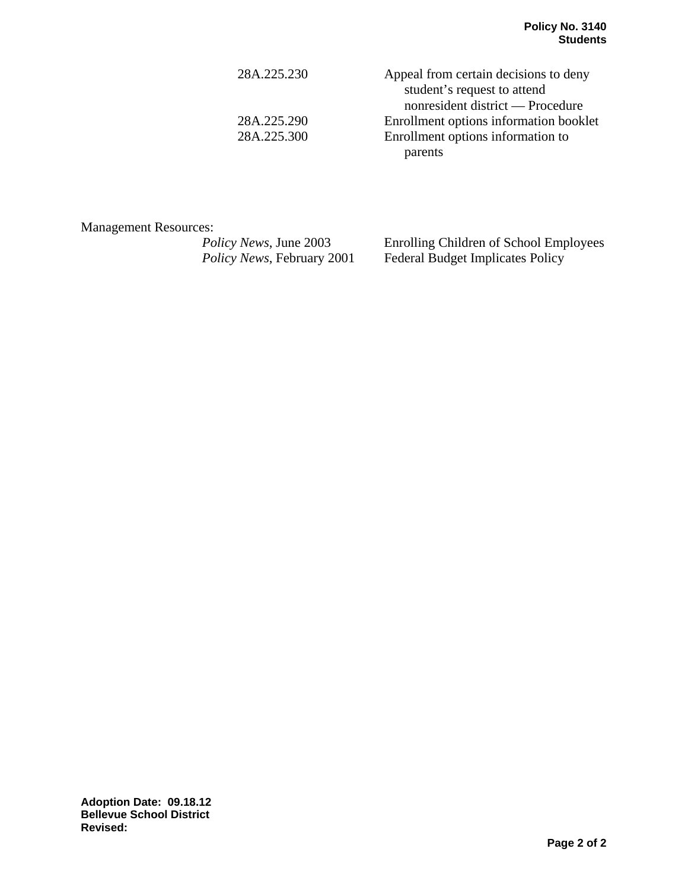| | |
|---|---|
| 28A.225.230 | Appeal from certain decisions to deny student's request to attend nonresident district — Procedure |
| 28A.225.290 | Enrollment options information booklet |
| 28A.225.300 | Enrollment options information to parents |

Management Resources:

| | |
|---|---|
| *Policy News*, June 2003 | Enrolling Children of School Employees |
| *Policy News*, February 2001 | Federal Budget Implicates Policy |

**Adoption Date: 09.18.12**
**Bellevue School District**
**Revised:**